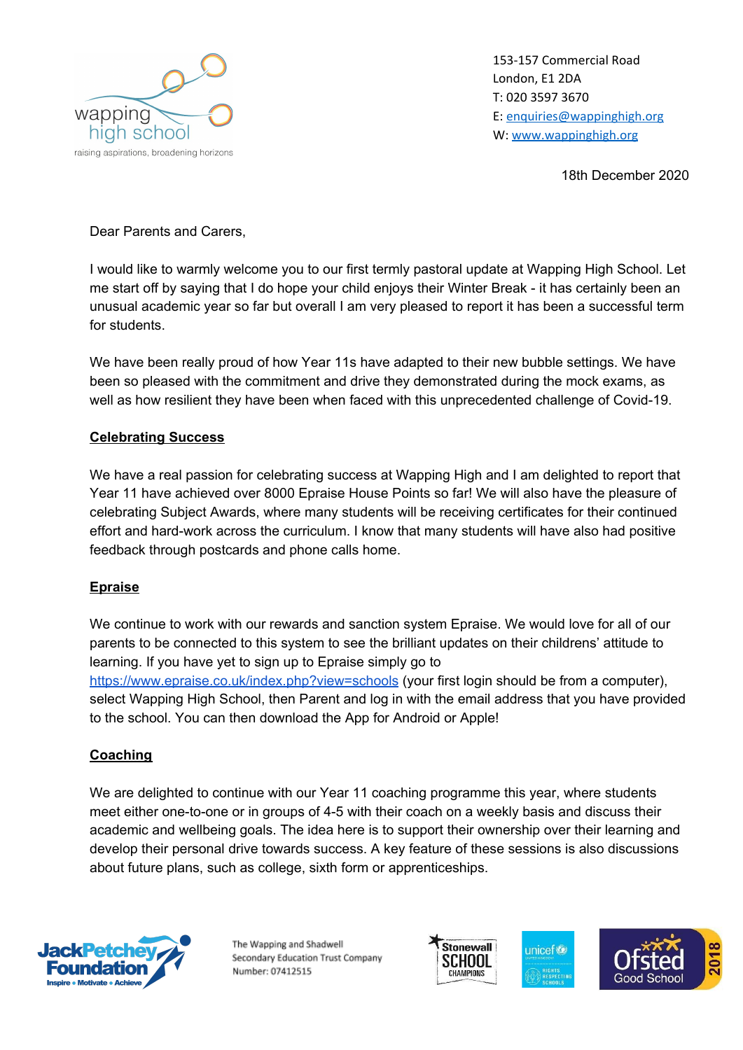wapping high school

raising aspirations, broadening horizons

153-157 Commercial Road
London, E1 2DA
T: 020 3597 3670
E: enquiries@wappinghigh.org
W: www.wappinghigh.org

18th December 2020

Dear Parents and Carers,

I would like to warmly welcome you to our first termly pastoral update at Wapping High School. Let me start off by saying that I do hope your child enjoys their Winter Break - it has certainly been an unusual academic year so far but overall I am very pleased to report it has been a successful term for students.

We have been really proud of how Year 11s have adapted to their new bubble settings. We have been so pleased with the commitment and drive they demonstrated during the mock exams, as well as how resilient they have been when faced with this unprecedented challenge of Covid-19.

**Celebrating Success**

We have a real passion for celebrating success at Wapping High and I am delighted to report that Year 11 have achieved over 8000 Epraise House Points so far! We will also have the pleasure of celebrating Subject Awards, where many students will be receiving certificates for their continued effort and hard-work across the curriculum. I know that many students will have also had positive feedback through postcards and phone calls home.

**Epraise**

We continue to work with our rewards and sanction system Epraise. We would love for all of our parents to be connected to this system to see the brilliant updates on their childrens' attitude to learning. If you have yet to sign up to Epraise simply go to https://www.epraise.co.uk/index.php?view=schools (your first login should be from a computer), select Wapping High School, then Parent and log in with the email address that you have provided to the school. You can then download the App for Android or Apple!

**Coaching**

We are delighted to continue with our Year 11 coaching programme this year, where students meet either one-to-one or in groups of 4-5 with their coach on a weekly basis and discuss their academic and wellbeing goals. The idea here is to support their ownership over their learning and develop their personal drive towards success. A key feature of these sessions is also discussions about future plans, such as college, sixth form or apprenticeships.

The Wapping and Shadwell Secondary Education Trust Company Number: 07412515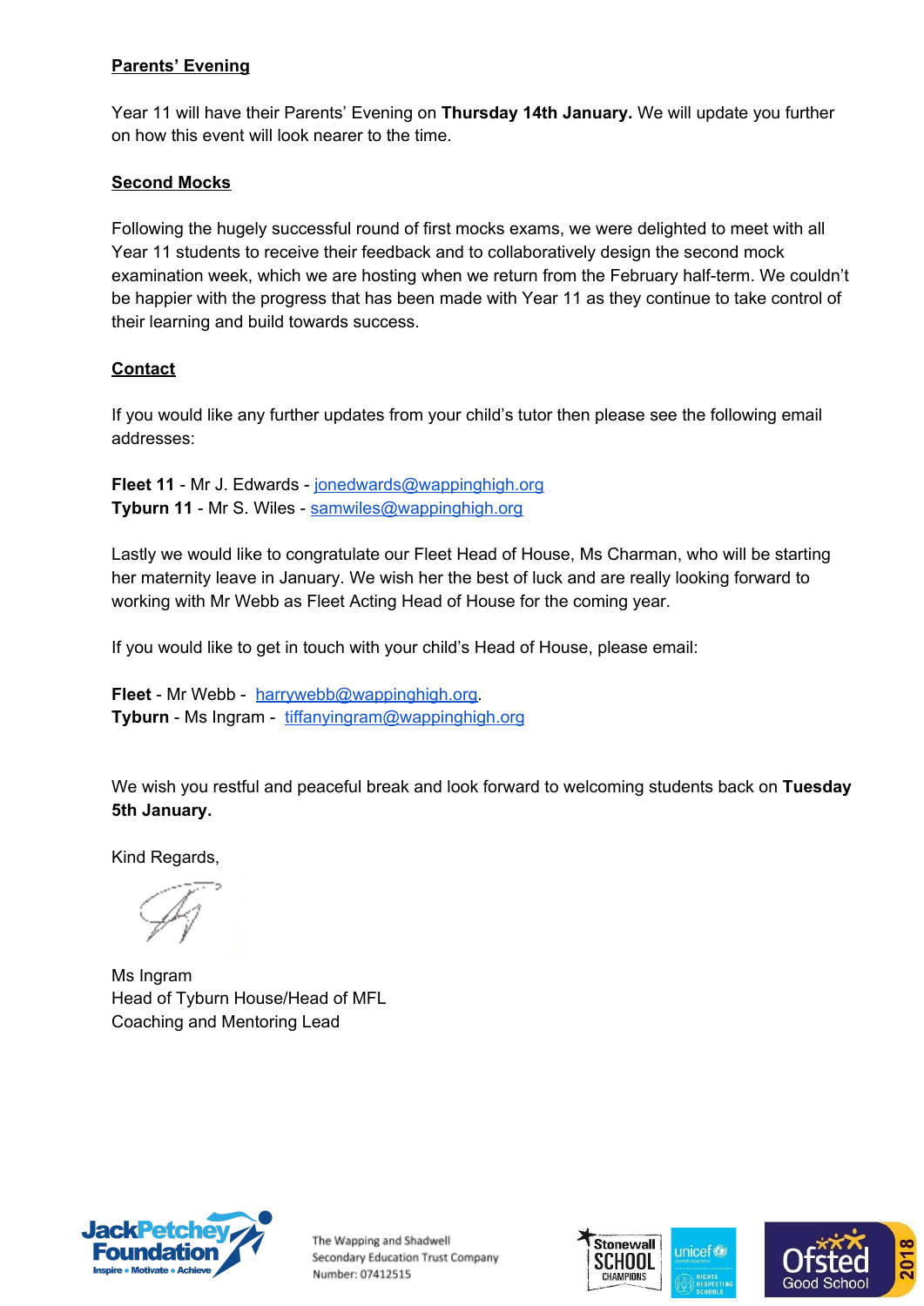**Parents' Evening**

Year 11 will have their Parents' Evening on **Thursday 14th January.** We will update you further on how this event will look nearer to the time.

**Second Mocks**

Following the hugely successful round of first mocks exams, we were delighted to meet with all Year 11 students to receive their feedback and to collaboratively design the second mock examination week, which we are hosting when we return from the February half-term. We couldn't be happier with the progress that has been made with Year 11 as they continue to take control of their learning and build towards success.

**Contact**

If you would like any further updates from your child's tutor then please see the following email addresses:

**Fleet 11** - Mr J. Edwards - jonedwards@wappinghigh.org
**Tyburn 11** - Mr S. Wiles - samwiles@wappinghigh.org

Lastly we would like to congratulate our Fleet Head of House, Ms Charman, who will be starting her maternity leave in January. We wish her the best of luck and are really looking forward to working with Mr Webb as Fleet Acting Head of House for the coming year.

If you would like to get in touch with your child's Head of House, please email:

**Fleet** - Mr Webb - harrywebb@wappinghigh.org.
**Tyburn** - Ms Ingram - tiffanyingram@wappinghigh.org

We wish you restful and peaceful break and look forward to welcoming students back on **Tuesday 5th January.**

Kind Regards,

Ms Ingram
Head of Tyburn House/Head of MFL
Coaching and Mentoring Lead

The Wapping and Shadwell Secondary Education Trust Company Number: 07412515